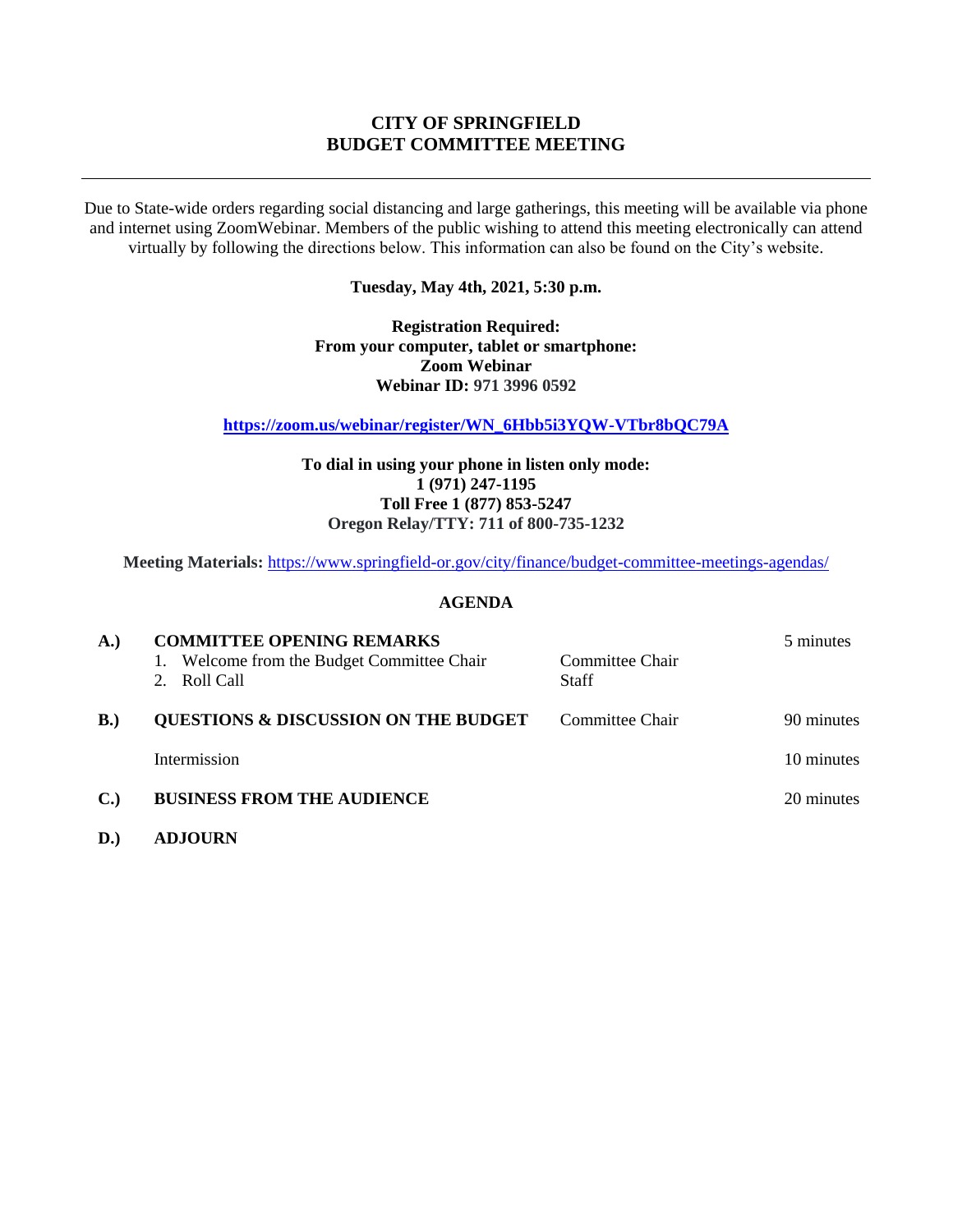# CITY OF SPRINGFIELD
# BUDGET COMMITTEE MEETING

---

Due to State-wide orders regarding social distancing and large gatherings, this meeting will be available via phone and internet using ZoomWebinar. Members of the public wishing to attend this meeting electronically can attend virtually by following the directions below. This information can also be found on the City's website.

**Tuesday, May 4th, 2021, 5:30 p.m.**

**Registration Required:**
**From your computer, tablet or smartphone:**
**Zoom Webinar**
**Webinar ID: 971 3996 0592**

**https://zoom.us/webinar/register/WN_6Hbb5i3YQW-VTbr8bQC79A**

**To dial in using your phone in listen only mode:**
**1 (971) 247-1195**
**Toll Free 1 (877) 853-5247**
**Oregon Relay/TTY: 711 of 800-735-1232**

**Meeting Materials:** https://www.springfield-or.gov/city/finance/budget-committee-meetings-agendas/

## AGENDA

| | | | |
|---|---|---|---|
| **A.)** | **COMMITTEE OPENING REMARKS** | | 5 minutes |
| | 1. Welcome from the Budget Committee Chair | Committee Chair | |
| | 2. Roll Call | Staff | |
| **B.)** | **QUESTIONS & DISCUSSION ON THE BUDGET** | Committee Chair | 90 minutes |
| | Intermission | | 10 minutes |
| **C.)** | **BUSINESS FROM THE AUDIENCE** | | 20 minutes |
| **D.)** | **ADJOURN** | | |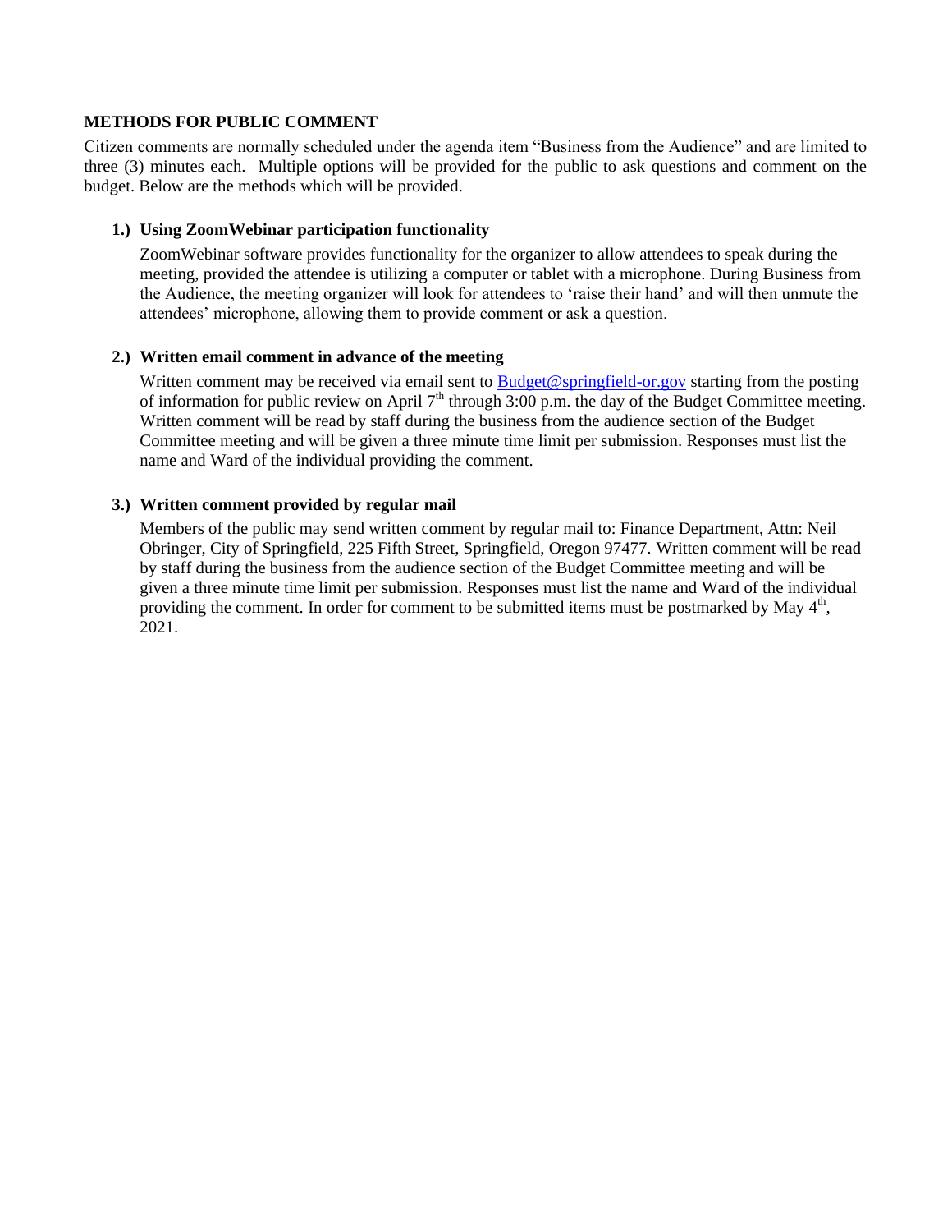**METHODS FOR PUBLIC COMMENT**

Citizen comments are normally scheduled under the agenda item "Business from the Audience" and are limited to three (3) minutes each. Multiple options will be provided for the public to ask questions and comment on the budget. Below are the methods which will be provided.

**1.) Using ZoomWebinar participation functionality**

ZoomWebinar software provides functionality for the organizer to allow attendees to speak during the meeting, provided the attendee is utilizing a computer or tablet with a microphone. During Business from the Audience, the meeting organizer will look for attendees to 'raise their hand' and will then unmute the attendees' microphone, allowing them to provide comment or ask a question.

**2.) Written email comment in advance of the meeting**

Written comment may be received via email sent to Budget@springfield-or.gov starting from the posting of information for public review on April 7th through 3:00 p.m. the day of the Budget Committee meeting. Written comment will be read by staff during the business from the audience section of the Budget Committee meeting and will be given a three minute time limit per submission. Responses must list the name and Ward of the individual providing the comment.

**3.) Written comment provided by regular mail**

Members of the public may send written comment by regular mail to: Finance Department, Attn: Neil Obringer, City of Springfield, 225 Fifth Street, Springfield, Oregon 97477. Written comment will be read by staff during the business from the audience section of the Budget Committee meeting and will be given a three minute time limit per submission. Responses must list the name and Ward of the individual providing the comment. In order for comment to be submitted items must be postmarked by May 4th, 2021.